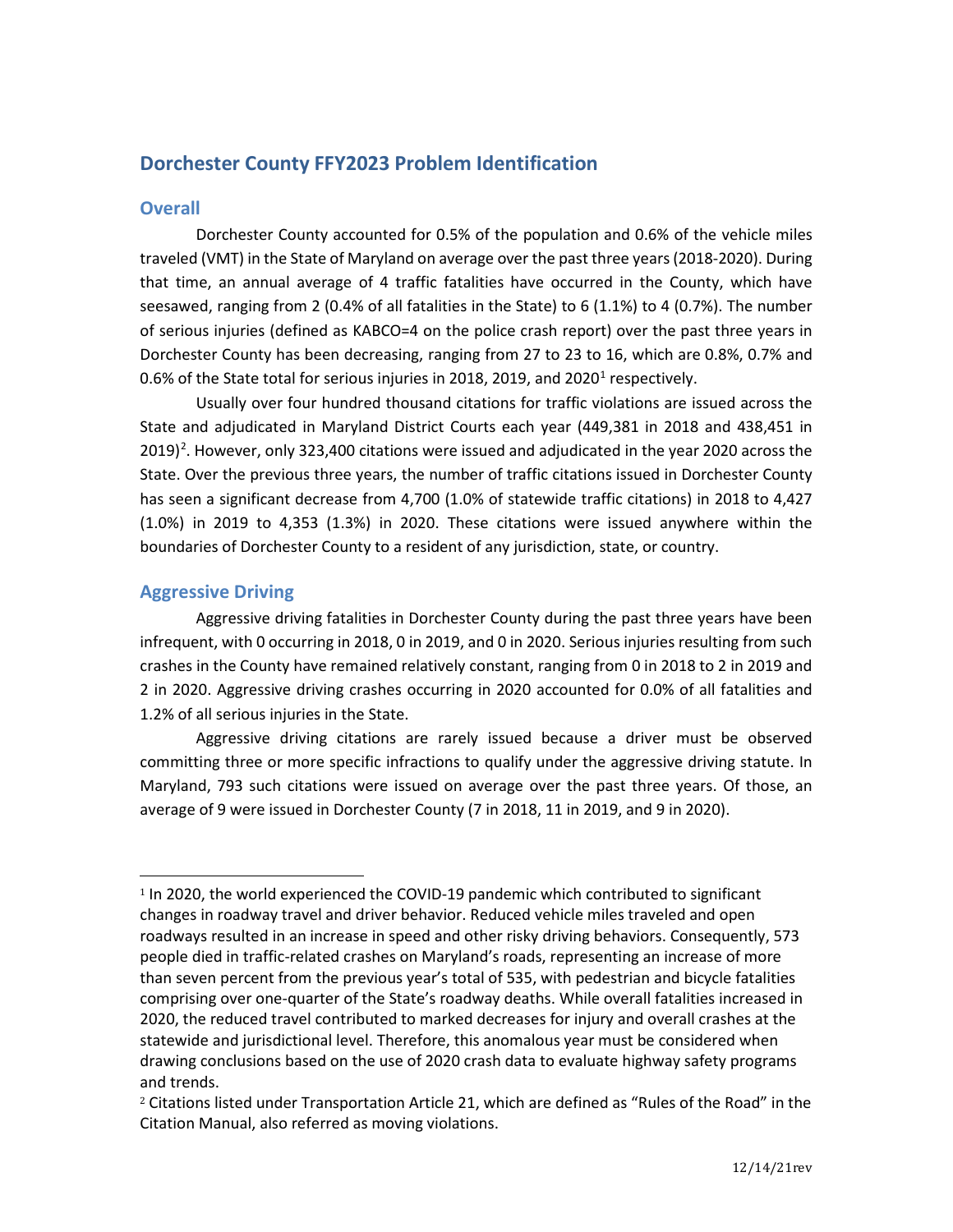# Dorchester County FFY2023 Problem Identification

## Overall

Dorchester County accounted for 0.5% of the population and 0.6% of the vehicle miles traveled (VMT) in the State of Maryland on average over the past three years (2018-2020). During that time, an annual average of 4 traffic fatalities have occurred in the County, which have seesawed, ranging from 2 (0.4% of all fatalities in the State) to 6 (1.1%) to 4 (0.7%). The number of serious injuries (defined as KABCO=4 on the police crash report) over the past three years in Dorchester County has been decreasing, ranging from 27 to 23 to 16, which are 0.8%, 0.7% and 0.6% of the State total for serious injuries in 2018, 2019, and 2020[1] respectively.

Usually over four hundred thousand citations for traffic violations are issued across the State and adjudicated in Maryland District Courts each year (449,381 in 2018 and 438,451 in 2019)[2]. However, only 323,400 citations were issued and adjudicated in the year 2020 across the State. Over the previous three years, the number of traffic citations issued in Dorchester County has seen a significant decrease from 4,700 (1.0% of statewide traffic citations) in 2018 to 4,427 (1.0%) in 2019 to 4,353 (1.3%) in 2020. These citations were issued anywhere within the boundaries of Dorchester County to a resident of any jurisdiction, state, or country.

## Aggressive Driving

Aggressive driving fatalities in Dorchester County during the past three years have been infrequent, with 0 occurring in 2018, 0 in 2019, and 0 in 2020. Serious injuries resulting from such crashes in the County have remained relatively constant, ranging from 0 in 2018 to 2 in 2019 and 2 in 2020. Aggressive driving crashes occurring in 2020 accounted for 0.0% of all fatalities and 1.2% of all serious injuries in the State.

Aggressive driving citations are rarely issued because a driver must be observed committing three or more specific infractions to qualify under the aggressive driving statute. In Maryland, 793 such citations were issued on average over the past three years. Of those, an average of 9 were issued in Dorchester County (7 in 2018, 11 in 2019, and 9 in 2020).

---

[1] In 2020, the world experienced the COVID-19 pandemic which contributed to significant changes in roadway travel and driver behavior. Reduced vehicle miles traveled and open roadways resulted in an increase in speed and other risky driving behaviors. Consequently, 573 people died in traffic-related crashes on Maryland's roads, representing an increase of more than seven percent from the previous year's total of 535, with pedestrian and bicycle fatalities comprising over one-quarter of the State's roadway deaths. While overall fatalities increased in 2020, the reduced travel contributed to marked decreases for injury and overall crashes at the statewide and jurisdictional level. Therefore, this anomalous year must be considered when drawing conclusions based on the use of 2020 crash data to evaluate highway safety programs and trends.

[2] Citations listed under Transportation Article 21, which are defined as "Rules of the Road" in the Citation Manual, also referred as moving violations.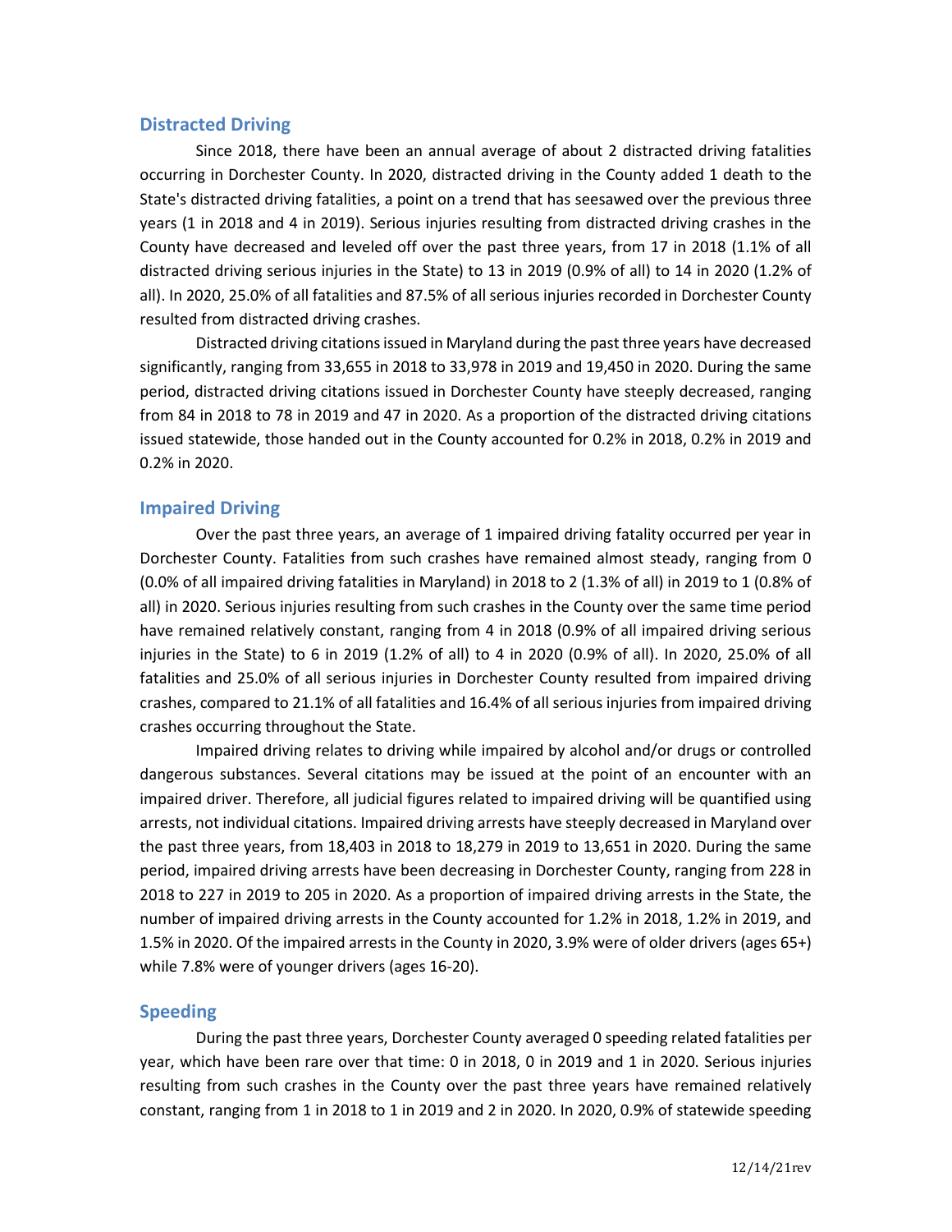## Distracted Driving

Since 2018, there have been an annual average of about 2 distracted driving fatalities occurring in Dorchester County. In 2020, distracted driving in the County added 1 death to the State's distracted driving fatalities, a point on a trend that has seesawed over the previous three years (1 in 2018 and 4 in 2019). Serious injuries resulting from distracted driving crashes in the County have decreased and leveled off over the past three years, from 17 in 2018 (1.1% of all distracted driving serious injuries in the State) to 13 in 2019 (0.9% of all) to 14 in 2020 (1.2% of all). In 2020, 25.0% of all fatalities and 87.5% of all serious injuries recorded in Dorchester County resulted from distracted driving crashes.

Distracted driving citations issued in Maryland during the past three years have decreased significantly, ranging from 33,655 in 2018 to 33,978 in 2019 and 19,450 in 2020. During the same period, distracted driving citations issued in Dorchester County have steeply decreased, ranging from 84 in 2018 to 78 in 2019 and 47 in 2020. As a proportion of the distracted driving citations issued statewide, those handed out in the County accounted for 0.2% in 2018, 0.2% in 2019 and 0.2% in 2020.

## Impaired Driving

Over the past three years, an average of 1 impaired driving fatality occurred per year in Dorchester County. Fatalities from such crashes have remained almost steady, ranging from 0 (0.0% of all impaired driving fatalities in Maryland) in 2018 to 2 (1.3% of all) in 2019 to 1 (0.8% of all) in 2020. Serious injuries resulting from such crashes in the County over the same time period have remained relatively constant, ranging from 4 in 2018 (0.9% of all impaired driving serious injuries in the State) to 6 in 2019 (1.2% of all) to 4 in 2020 (0.9% of all). In 2020, 25.0% of all fatalities and 25.0% of all serious injuries in Dorchester County resulted from impaired driving crashes, compared to 21.1% of all fatalities and 16.4% of all serious injuries from impaired driving crashes occurring throughout the State.

Impaired driving relates to driving while impaired by alcohol and/or drugs or controlled dangerous substances. Several citations may be issued at the point of an encounter with an impaired driver. Therefore, all judicial figures related to impaired driving will be quantified using arrests, not individual citations. Impaired driving arrests have steeply decreased in Maryland over the past three years, from 18,403 in 2018 to 18,279 in 2019 to 13,651 in 2020. During the same period, impaired driving arrests have been decreasing in Dorchester County, ranging from 228 in 2018 to 227 in 2019 to 205 in 2020. As a proportion of impaired driving arrests in the State, the number of impaired driving arrests in the County accounted for 1.2% in 2018, 1.2% in 2019, and 1.5% in 2020. Of the impaired arrests in the County in 2020, 3.9% were of older drivers (ages 65+) while 7.8% were of younger drivers (ages 16-20).

## Speeding

During the past three years, Dorchester County averaged 0 speeding related fatalities per year, which have been rare over that time: 0 in 2018, 0 in 2019 and 1 in 2020. Serious injuries resulting from such crashes in the County over the past three years have remained relatively constant, ranging from 1 in 2018 to 1 in 2019 and 2 in 2020. In 2020, 0.9% of statewide speeding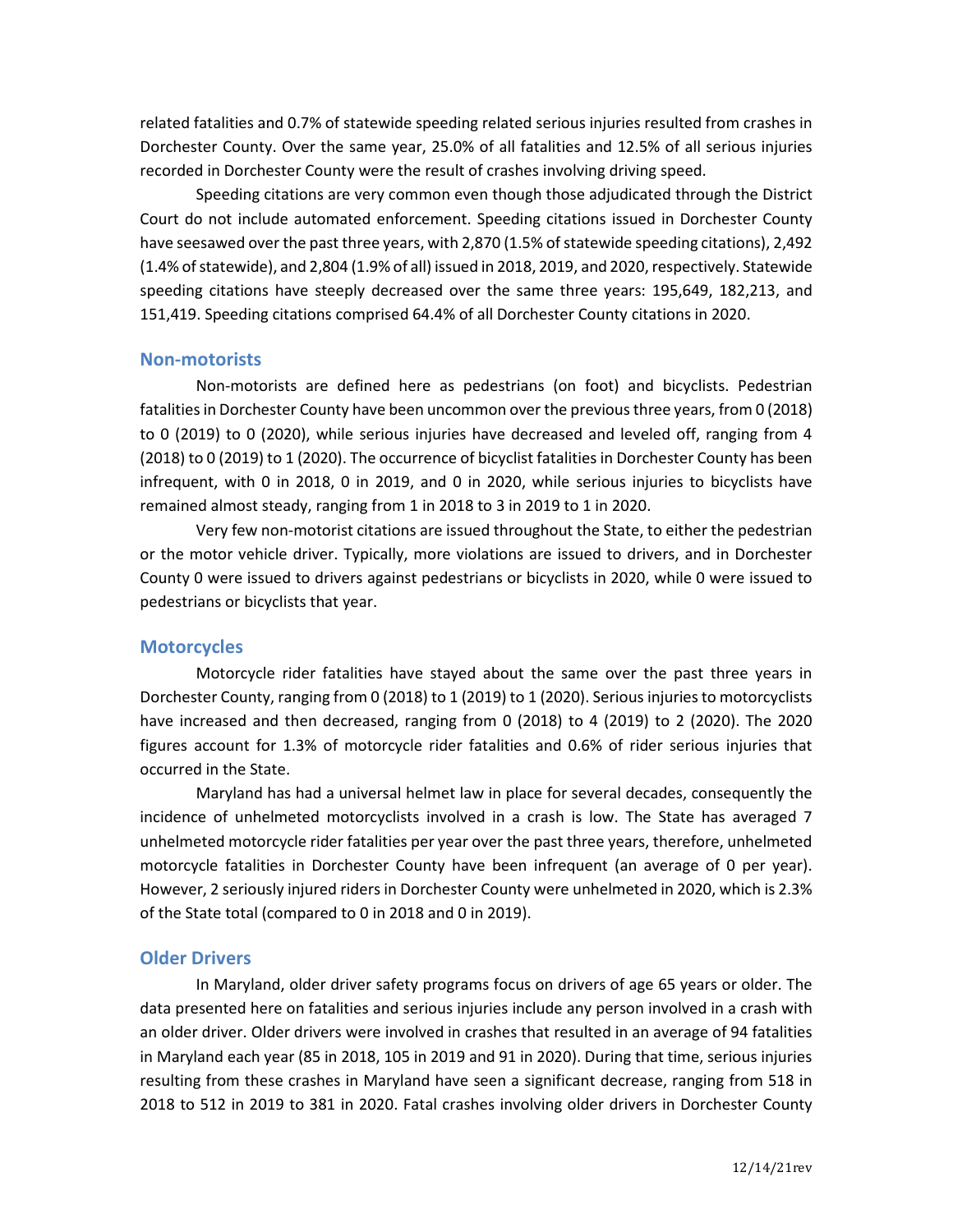related fatalities and 0.7% of statewide speeding related serious injuries resulted from crashes in Dorchester County. Over the same year, 25.0% of all fatalities and 12.5% of all serious injuries recorded in Dorchester County were the result of crashes involving driving speed.

Speeding citations are very common even though those adjudicated through the District Court do not include automated enforcement. Speeding citations issued in Dorchester County have seesawed over the past three years, with 2,870 (1.5% of statewide speeding citations), 2,492 (1.4% of statewide), and 2,804 (1.9% of all) issued in 2018, 2019, and 2020, respectively. Statewide speeding citations have steeply decreased over the same three years: 195,649, 182,213, and 151,419. Speeding citations comprised 64.4% of all Dorchester County citations in 2020.

## Non-motorists

Non-motorists are defined here as pedestrians (on foot) and bicyclists. Pedestrian fatalities in Dorchester County have been uncommon over the previous three years, from 0 (2018) to 0 (2019) to 0 (2020), while serious injuries have decreased and leveled off, ranging from 4 (2018) to 0 (2019) to 1 (2020). The occurrence of bicyclist fatalities in Dorchester County has been infrequent, with 0 in 2018, 0 in 2019, and 0 in 2020, while serious injuries to bicyclists have remained almost steady, ranging from 1 in 2018 to 3 in 2019 to 1 in 2020.

Very few non-motorist citations are issued throughout the State, to either the pedestrian or the motor vehicle driver. Typically, more violations are issued to drivers, and in Dorchester County 0 were issued to drivers against pedestrians or bicyclists in 2020, while 0 were issued to pedestrians or bicyclists that year.

## Motorcycles

Motorcycle rider fatalities have stayed about the same over the past three years in Dorchester County, ranging from 0 (2018) to 1 (2019) to 1 (2020). Serious injuries to motorcyclists have increased and then decreased, ranging from 0 (2018) to 4 (2019) to 2 (2020). The 2020 figures account for 1.3% of motorcycle rider fatalities and 0.6% of rider serious injuries that occurred in the State.

Maryland has had a universal helmet law in place for several decades, consequently the incidence of unhelmeted motorcyclists involved in a crash is low. The State has averaged 7 unhelmeted motorcycle rider fatalities per year over the past three years, therefore, unhelmeted motorcycle fatalities in Dorchester County have been infrequent (an average of 0 per year). However, 2 seriously injured riders in Dorchester County were unhelmeted in 2020, which is 2.3% of the State total (compared to 0 in 2018 and 0 in 2019).

## Older Drivers

In Maryland, older driver safety programs focus on drivers of age 65 years or older. The data presented here on fatalities and serious injuries include any person involved in a crash with an older driver. Older drivers were involved in crashes that resulted in an average of 94 fatalities in Maryland each year (85 in 2018, 105 in 2019 and 91 in 2020). During that time, serious injuries resulting from these crashes in Maryland have seen a significant decrease, ranging from 518 in 2018 to 512 in 2019 to 381 in 2020. Fatal crashes involving older drivers in Dorchester County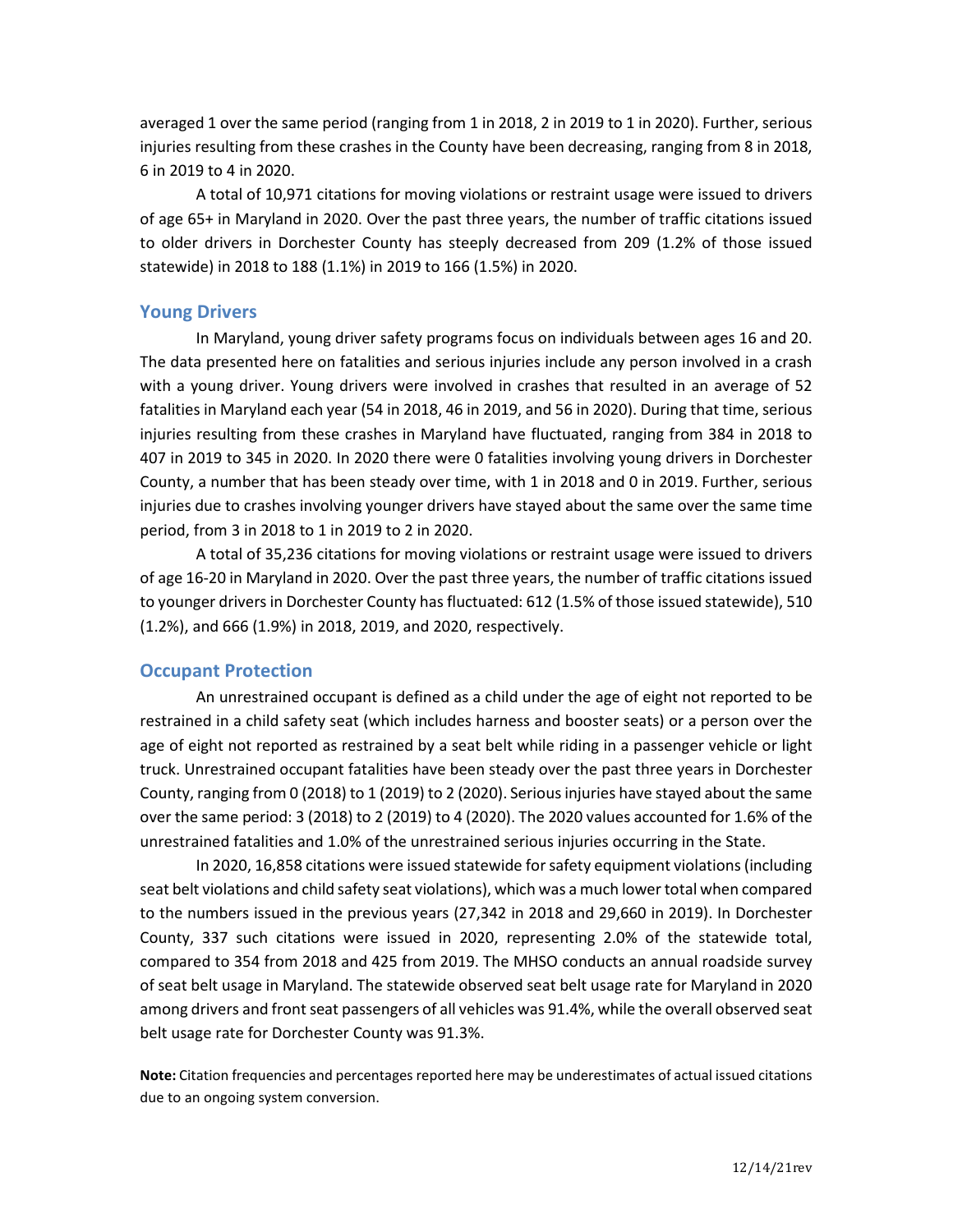averaged 1 over the same period (ranging from 1 in 2018, 2 in 2019 to 1 in 2020). Further, serious injuries resulting from these crashes in the County have been decreasing, ranging from 8 in 2018, 6 in 2019 to 4 in 2020.

A total of 10,971 citations for moving violations or restraint usage were issued to drivers of age 65+ in Maryland in 2020. Over the past three years, the number of traffic citations issued to older drivers in Dorchester County has steeply decreased from 209 (1.2% of those issued statewide) in 2018 to 188 (1.1%) in 2019 to 166 (1.5%) in 2020.

## Young Drivers

In Maryland, young driver safety programs focus on individuals between ages 16 and 20. The data presented here on fatalities and serious injuries include any person involved in a crash with a young driver. Young drivers were involved in crashes that resulted in an average of 52 fatalities in Maryland each year (54 in 2018, 46 in 2019, and 56 in 2020). During that time, serious injuries resulting from these crashes in Maryland have fluctuated, ranging from 384 in 2018 to 407 in 2019 to 345 in 2020. In 2020 there were 0 fatalities involving young drivers in Dorchester County, a number that has been steady over time, with 1 in 2018 and 0 in 2019. Further, serious injuries due to crashes involving younger drivers have stayed about the same over the same time period, from 3 in 2018 to 1 in 2019 to 2 in 2020.

A total of 35,236 citations for moving violations or restraint usage were issued to drivers of age 16-20 in Maryland in 2020. Over the past three years, the number of traffic citations issued to younger drivers in Dorchester County has fluctuated: 612 (1.5% of those issued statewide), 510 (1.2%), and 666 (1.9%) in 2018, 2019, and 2020, respectively.

## Occupant Protection

An unrestrained occupant is defined as a child under the age of eight not reported to be restrained in a child safety seat (which includes harness and booster seats) or a person over the age of eight not reported as restrained by a seat belt while riding in a passenger vehicle or light truck. Unrestrained occupant fatalities have been steady over the past three years in Dorchester County, ranging from 0 (2018) to 1 (2019) to 2 (2020). Serious injuries have stayed about the same over the same period: 3 (2018) to 2 (2019) to 4 (2020). The 2020 values accounted for 1.6% of the unrestrained fatalities and 1.0% of the unrestrained serious injuries occurring in the State.

In 2020, 16,858 citations were issued statewide for safety equipment violations (including seat belt violations and child safety seat violations), which was a much lower total when compared to the numbers issued in the previous years (27,342 in 2018 and 29,660 in 2019). In Dorchester County, 337 such citations were issued in 2020, representing 2.0% of the statewide total, compared to 354 from 2018 and 425 from 2019. The MHSO conducts an annual roadside survey of seat belt usage in Maryland. The statewide observed seat belt usage rate for Maryland in 2020 among drivers and front seat passengers of all vehicles was 91.4%, while the overall observed seat belt usage rate for Dorchester County was 91.3%.

**Note:** Citation frequencies and percentages reported here may be underestimates of actual issued citations due to an ongoing system conversion.

12/14/21rev